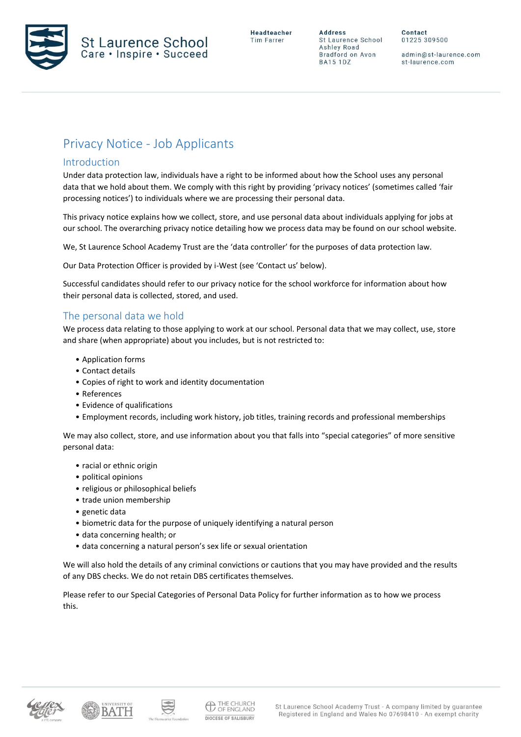St Laurence School
Care • Inspire • Succeed

**Headteacher**
Tim Farrer

**Address**
St Laurence School
Ashley Road
Bradford on Avon
BA15 1DZ

**Contact**
01225 309500

admin@st-laurence.com
st-laurence.com

# Privacy Notice - Job Applicants

## Introduction

Under data protection law, individuals have a right to be informed about how the School uses any personal data that we hold about them. We comply with this right by providing 'privacy notices' (sometimes called 'fair processing notices') to individuals where we are processing their personal data.

This privacy notice explains how we collect, store, and use personal data about individuals applying for jobs at our school. The overarching privacy notice detailing how we process data may be found on our school website.

We, St Laurence School Academy Trust are the 'data controller' for the purposes of data protection law.

Our Data Protection Officer is provided by i-West (see 'Contact us' below).

Successful candidates should refer to our privacy notice for the school workforce for information about how their personal data is collected, stored, and used.

## The personal data we hold

We process data relating to those applying to work at our school. Personal data that we may collect, use, store and share (when appropriate) about you includes, but is not restricted to:

- Application forms
- Contact details
- Copies of right to work and identity documentation
- References
- Evidence of qualifications
- Employment records, including work history, job titles, training records and professional memberships

We may also collect, store, and use information about you that falls into "special categories" of more sensitive personal data:

- racial or ethnic origin
- political opinions
- religious or philosophical beliefs
- trade union membership
- genetic data
- biometric data for the purpose of uniquely identifying a natural person
- data concerning health; or
- data concerning a natural person's sex life or sexual orientation

We will also hold the details of any criminal convictions or cautions that you may have provided and the results of any DBS checks. We do not retain DBS certificates themselves.

Please refer to our Special Categories of Personal Data Policy for further information as to how we process this.

St Laurence School Academy Trust - A company limited by guarantee
Registered in England and Wales No 07698410 - An exempt charity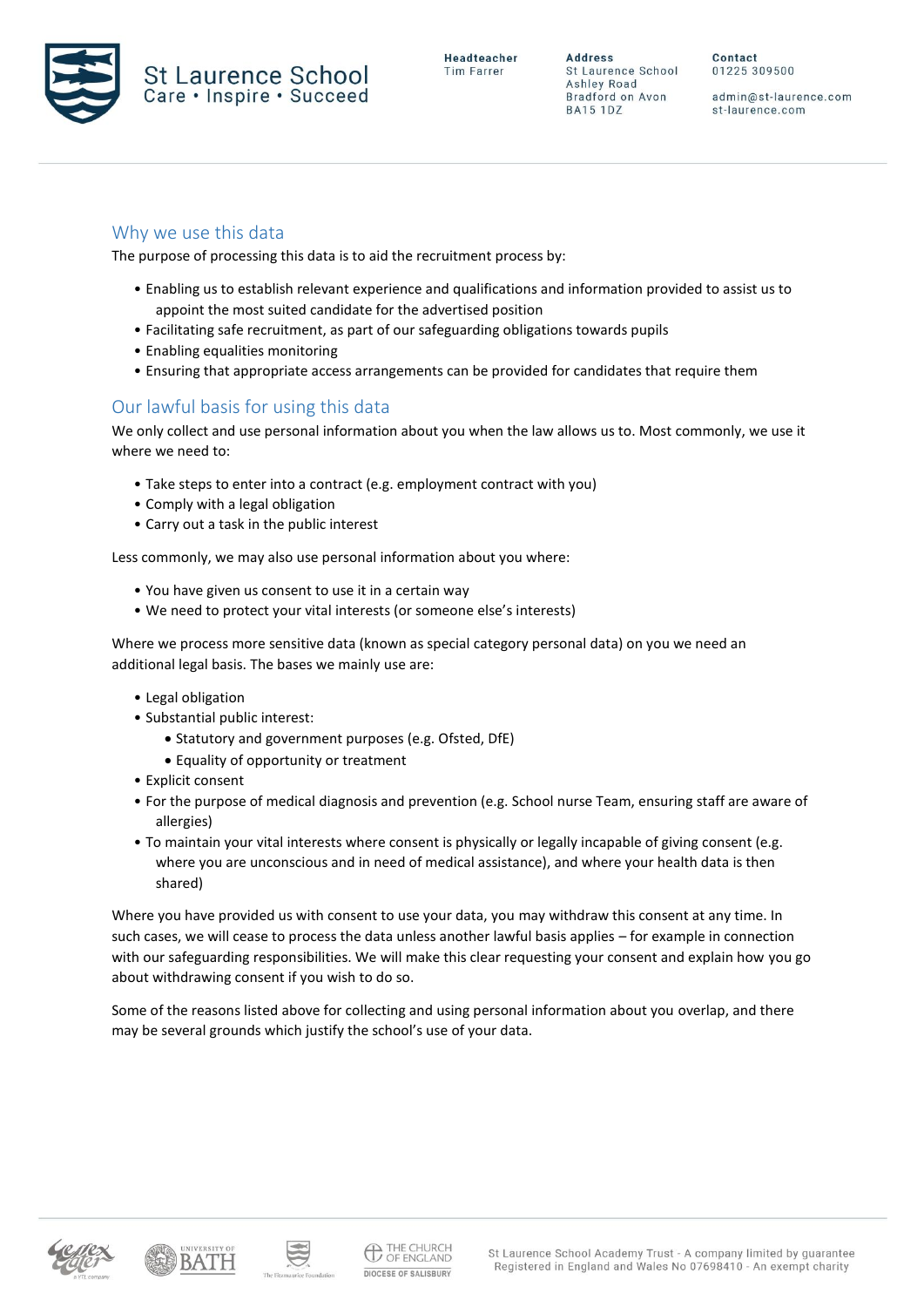## Why we use this data

The purpose of processing this data is to aid the recruitment process by:

- Enabling us to establish relevant experience and qualifications and information provided to assist us to appoint the most suited candidate for the advertised position
- Facilitating safe recruitment, as part of our safeguarding obligations towards pupils
- Enabling equalities monitoring
- Ensuring that appropriate access arrangements can be provided for candidates that require them

## Our lawful basis for using this data

We only collect and use personal information about you when the law allows us to. Most commonly, we use it where we need to:

- Take steps to enter into a contract (e.g. employment contract with you)
- Comply with a legal obligation
- Carry out a task in the public interest

Less commonly, we may also use personal information about you where:

- You have given us consent to use it in a certain way
- We need to protect your vital interests (or someone else's interests)

Where we process more sensitive data (known as special category personal data) on you we need an additional legal basis. The bases we mainly use are:

- Legal obligation
- Substantial public interest:
  - Statutory and government purposes (e.g. Ofsted, DfE)
  - Equality of opportunity or treatment
- Explicit consent
- For the purpose of medical diagnosis and prevention (e.g. School nurse Team, ensuring staff are aware of allergies)
- To maintain your vital interests where consent is physically or legally incapable of giving consent (e.g. where you are unconscious and in need of medical assistance), and where your health data is then shared)

Where you have provided us with consent to use your data, you may withdraw this consent at any time. In such cases, we will cease to process the data unless another lawful basis applies – for example in connection with our safeguarding responsibilities. We will make this clear requesting your consent and explain how you go about withdrawing consent if you wish to do so.

Some of the reasons listed above for collecting and using personal information about you overlap, and there may be several grounds which justify the school's use of your data.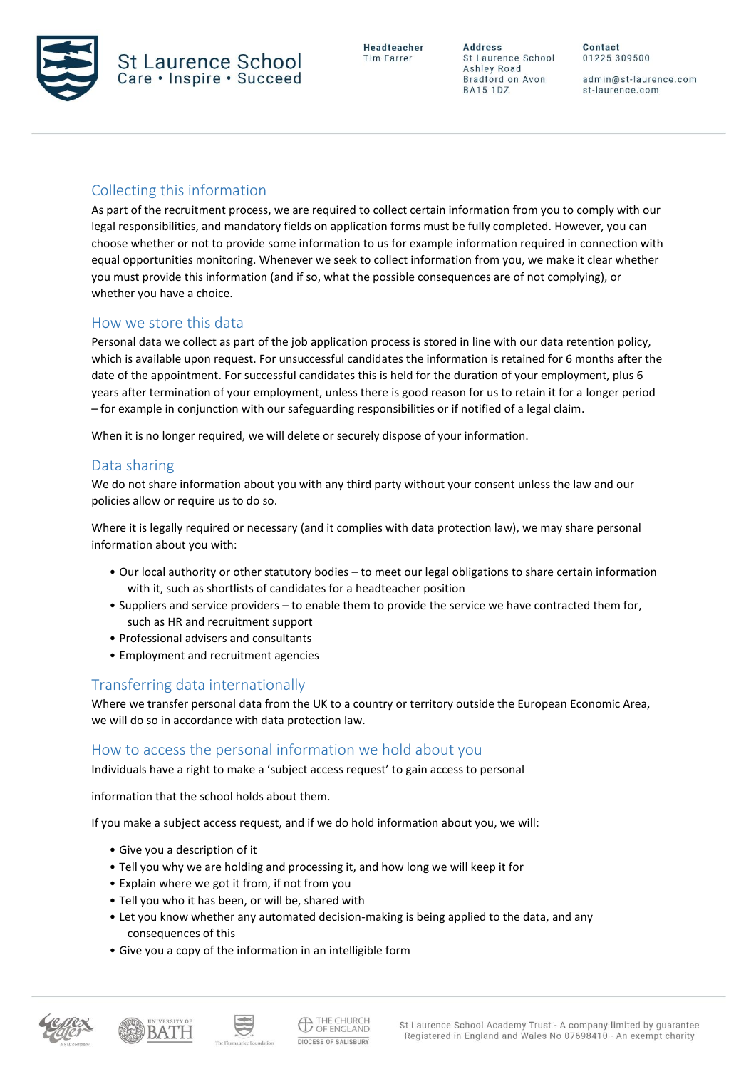## Collecting this information

As part of the recruitment process, we are required to collect certain information from you to comply with our legal responsibilities, and mandatory fields on application forms must be fully completed. However, you can choose whether or not to provide some information to us for example information required in connection with equal opportunities monitoring. Whenever we seek to collect information from you, we make it clear whether you must provide this information (and if so, what the possible consequences are of not complying), or whether you have a choice.

## How we store this data

Personal data we collect as part of the job application process is stored in line with our data retention policy, which is available upon request. For unsuccessful candidates the information is retained for 6 months after the date of the appointment. For successful candidates this is held for the duration of your employment, plus 6 years after termination of your employment, unless there is good reason for us to retain it for a longer period – for example in conjunction with our safeguarding responsibilities or if notified of a legal claim.

When it is no longer required, we will delete or securely dispose of your information.

## Data sharing

We do not share information about you with any third party without your consent unless the law and our policies allow or require us to do so.

Where it is legally required or necessary (and it complies with data protection law), we may share personal information about you with:

- Our local authority or other statutory bodies – to meet our legal obligations to share certain information with it, such as shortlists of candidates for a headteacher position
- Suppliers and service providers – to enable them to provide the service we have contracted them for, such as HR and recruitment support
- Professional advisers and consultants
- Employment and recruitment agencies

## Transferring data internationally

Where we transfer personal data from the UK to a country or territory outside the European Economic Area, we will do so in accordance with data protection law.

## How to access the personal information we hold about you

Individuals have a right to make a 'subject access request' to gain access to personal

information that the school holds about them.

If you make a subject access request, and if we do hold information about you, we will:

- Give you a description of it
- Tell you why we are holding and processing it, and how long we will keep it for
- Explain where we got it from, if not from you
- Tell you who it has been, or will be, shared with
- Let you know whether any automated decision-making is being applied to the data, and any consequences of this
- Give you a copy of the information in an intelligible form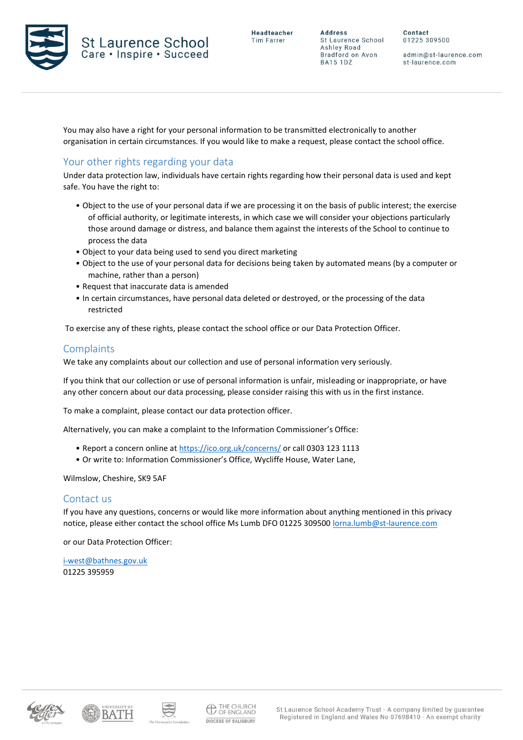You may also have a right for your personal information to be transmitted electronically to another organisation in certain circumstances. If you would like to make a request, please contact the school office.

## Your other rights regarding your data

Under data protection law, individuals have certain rights regarding how their personal data is used and kept safe. You have the right to:

- Object to the use of your personal data if we are processing it on the basis of public interest; the exercise of official authority, or legitimate interests, in which case we will consider your objections particularly those around damage or distress, and balance them against the interests of the School to continue to process the data
- Object to your data being used to send you direct marketing
- Object to the use of your personal data for decisions being taken by automated means (by a computer or machine, rather than a person)
- Request that inaccurate data is amended
- In certain circumstances, have personal data deleted or destroyed, or the processing of the data restricted

To exercise any of these rights, please contact the school office or our Data Protection Officer.

## Complaints

We take any complaints about our collection and use of personal information very seriously.

If you think that our collection or use of personal information is unfair, misleading or inappropriate, or have any other concern about our data processing, please consider raising this with us in the first instance.

To make a complaint, please contact our data protection officer.

Alternatively, you can make a complaint to the Information Commissioner's Office:

- Report a concern online at https://ico.org.uk/concerns/ or call 0303 123 1113
- Or write to: Information Commissioner's Office, Wycliffe House, Water Lane,

Wilmslow, Cheshire, SK9 5AF

## Contact us

If you have any questions, concerns or would like more information about anything mentioned in this privacy notice, please either contact the school office Ms Lumb DFO 01225 309500 lorna.lumb@st-laurence.com

or our Data Protection Officer:

i-west@bathnes.gov.uk
01225 395959